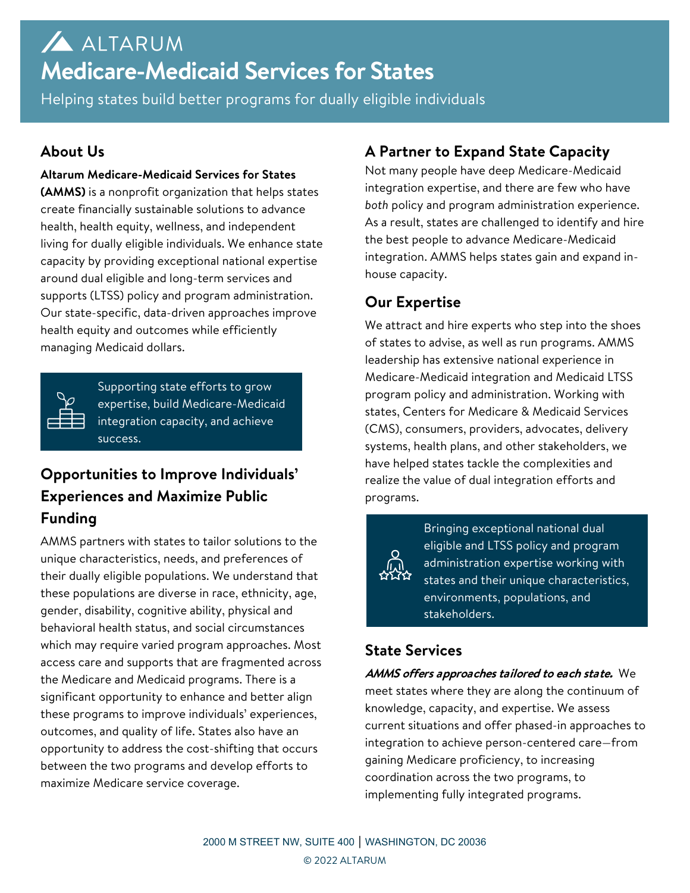# ALTARUM

# Medicare-Medicaid Services for States

Helping states build better programs for dually eligible individuals

## About Us

**Altarum Medicare-Medicaid Services for States (AMMS)** is a nonprofit organization that helps states create financially sustainable solutions to advance health, health equity, wellness, and independent living for dually eligible individuals. We enhance state capacity by providing exceptional national expertise around dual eligible and long-term services and supports (LTSS) policy and program administration. Our state-specific, data-driven approaches improve health equity and outcomes while efficiently managing Medicaid dollars.

Supporting state efforts to grow expertise, build Medicare-Medicaid integration capacity, and achieve success.

## Opportunities to Improve Individuals' Experiences and Maximize Public Funding

AMMS partners with states to tailor solutions to the unique characteristics, needs, and preferences of their dually eligible populations. We understand that these populations are diverse in race, ethnicity, age, gender, disability, cognitive ability, physical and behavioral health status, and social circumstances which may require varied program approaches. Most access care and supports that are fragmented across the Medicare and Medicaid programs. There is a significant opportunity to enhance and better align these programs to improve individuals' experiences, outcomes, and quality of life. States also have an opportunity to address the cost-shifting that occurs between the two programs and develop efforts to maximize Medicare service coverage.

## A Partner to Expand State Capacity

Not many people have deep Medicare-Medicaid integration expertise, and there are few who have *both* policy and program administration experience. As a result, states are challenged to identify and hire the best people to advance Medicare-Medicaid integration. AMMS helps states gain and expand in-house capacity.

## Our Expertise

We attract and hire experts who step into the shoes of states to advise, as well as run programs. AMMS leadership has extensive national experience in Medicare-Medicaid integration and Medicaid LTSS program policy and administration. Working with states, Centers for Medicare & Medicaid Services (CMS), consumers, providers, advocates, delivery systems, health plans, and other stakeholders, we have helped states tackle the complexities and realize the value of dual integration efforts and programs.

Bringing exceptional national dual eligible and LTSS policy and program administration expertise working with states and their unique characteristics, environments, populations, and stakeholders.

## State Services

***AMMS offers approaches tailored to each state.*** We meet states where they are along the continuum of knowledge, capacity, and expertise. We assess current situations and offer phased-in approaches to integration to achieve person-centered care—from gaining Medicare proficiency, to increasing coordination across the two programs, to implementing fully integrated programs.

2000 M STREET NW, SUITE 400 | WASHINGTON, DC 20036

© 2022 ALTARUM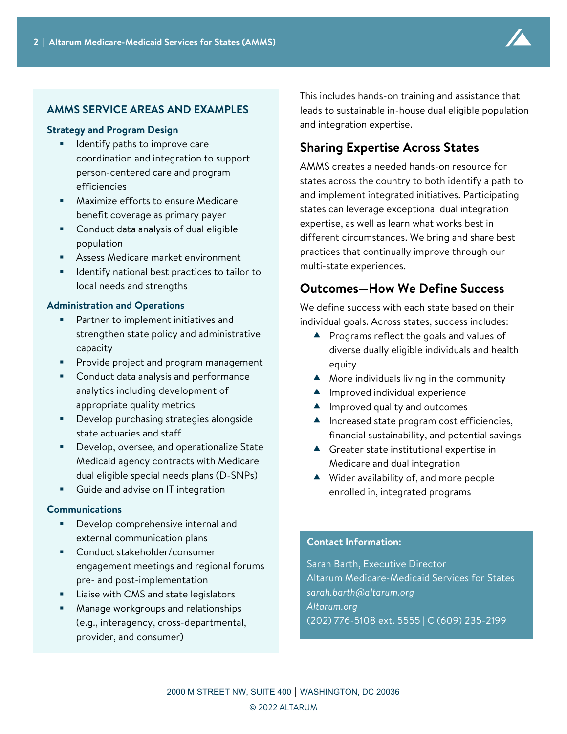## AMMS SERVICE AREAS AND EXAMPLES

**Strategy and Program Design**

- Identify paths to improve care coordination and integration to support person-centered care and program efficiencies
- Maximize efforts to ensure Medicare benefit coverage as primary payer
- Conduct data analysis of dual eligible population
- Assess Medicare market environment
- Identify national best practices to tailor to local needs and strengths

**Administration and Operations**

- Partner to implement initiatives and strengthen state policy and administrative capacity
- Provide project and program management
- Conduct data analysis and performance analytics including development of appropriate quality metrics
- Develop purchasing strategies alongside state actuaries and staff
- Develop, oversee, and operationalize State Medicaid agency contracts with Medicare dual eligible special needs plans (D-SNPs)
- Guide and advise on IT integration

**Communications**

- Develop comprehensive internal and external communication plans
- Conduct stakeholder/consumer engagement meetings and regional forums pre- and post-implementation
- Liaise with CMS and state legislators
- Manage workgroups and relationships (e.g., interagency, cross-departmental, provider, and consumer)

This includes hands-on training and assistance that leads to sustainable in-house dual eligible population and integration expertise.

## Sharing Expertise Across States

AMMS creates a needed hands-on resource for states across the country to both identify a path to and implement integrated initiatives. Participating states can leverage exceptional dual integration expertise, as well as learn what works best in different circumstances. We bring and share best practices that continually improve through our multi-state experiences.

## Outcomes—How We Define Success

We define success with each state based on their individual goals. Across states, success includes:

- Programs reflect the goals and values of diverse dually eligible individuals and health equity
- More individuals living in the community
- Improved individual experience
- Improved quality and outcomes
- Increased state program cost efficiencies, financial sustainability, and potential savings
- Greater state institutional expertise in Medicare and dual integration
- Wider availability of, and more people enrolled in, integrated programs

**Contact Information:**

Sarah Barth, Executive Director
Altarum Medicare-Medicaid Services for States
*sarah.barth@altarum.org*
*Altarum.org*
(202) 776-5108 ext. 5555 | C (609) 235-2199

2000 M STREET NW, SUITE 400 | WASHINGTON, DC 20036
© 2022 ALTARUM